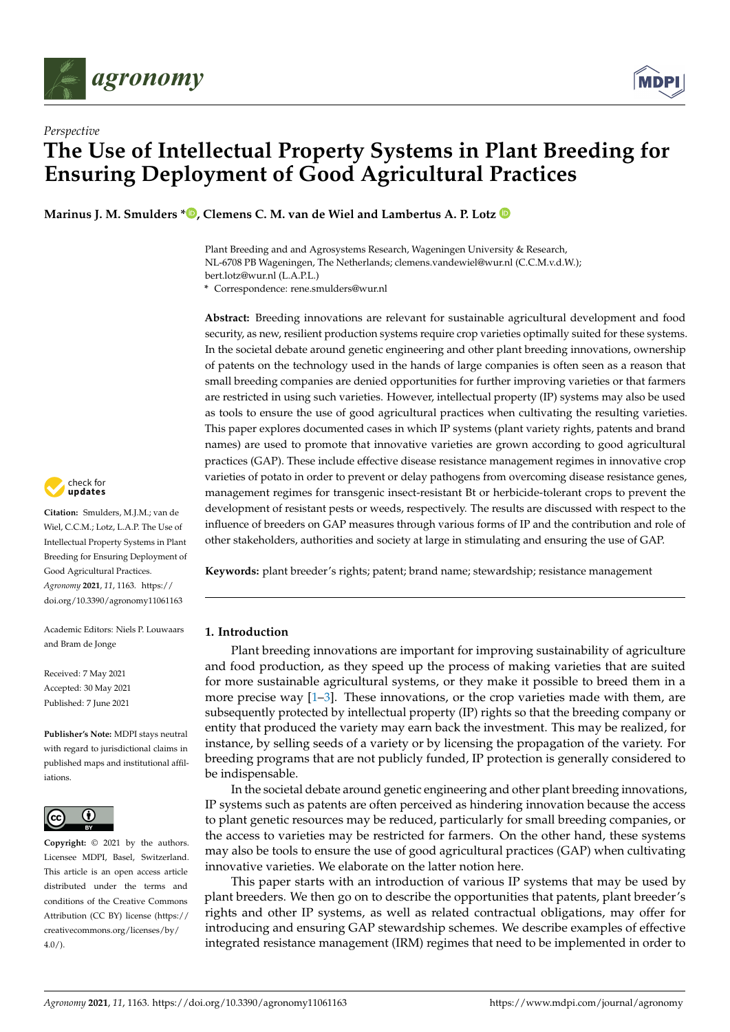*Perspective*

# The Use of Intellectual Property Systems in Plant Breeding for Ensuring Deployment of Good Agricultural Practices

**Marinus J. M. Smulders \*, Clemens C. M. van de Wiel and Lambertus A. P. Lotz**

Plant Breeding and and Agrosystems Research, Wageningen University & Research, NL-6708 PB Wageningen, The Netherlands; clemens.vandewiel@wur.nl (C.C.M.v.d.W.); bert.lotz@wur.nl (L.A.P.L.)

\* Correspondence: rene.smulders@wur.nl

**Abstract:** Breeding innovations are relevant for sustainable agricultural development and food security, as new, resilient production systems require crop varieties optimally suited for these systems. In the societal debate around genetic engineering and other plant breeding innovations, ownership of patents on the technology used in the hands of large companies is often seen as a reason that small breeding companies are denied opportunities for further improving varieties or that farmers are restricted in using such varieties. However, intellectual property (IP) systems may also be used as tools to ensure the use of good agricultural practices when cultivating the resulting varieties. This paper explores documented cases in which IP systems (plant variety rights, patents and brand names) are used to promote that innovative varieties are grown according to good agricultural practices (GAP). These include effective disease resistance management regimes in innovative crop varieties of potato in order to prevent or delay pathogens from overcoming disease resistance genes, management regimes for transgenic insect-resistant Bt or herbicide-tolerant crops to prevent the development of resistant pests or weeds, respectively. The results are discussed with respect to the influence of breeders on GAP measures through various forms of IP and the contribution and role of other stakeholders, authorities and society at large in stimulating and ensuring the use of GAP.

**Keywords:** plant breeder's rights; patent; brand name; stewardship; resistance management

**Citation:** Smulders, M.J.M.; van de Wiel, C.C.M.; Lotz, L.A.P. The Use of Intellectual Property Systems in Plant Breeding for Ensuring Deployment of Good Agricultural Practices. *Agronomy* **2021**, *11*, 1163. https://doi.org/10.3390/agronomy11061163

Academic Editors: Niels P. Louwaars and Bram de Jonge

Received: 7 May 2021
Accepted: 30 May 2021
Published: 7 June 2021

**Publisher's Note:** MDPI stays neutral with regard to jurisdictional claims in published maps and institutional affiliations.

**Copyright:** © 2021 by the authors. Licensee MDPI, Basel, Switzerland. This article is an open access article distributed under the terms and conditions of the Creative Commons Attribution (CC BY) license (https://creativecommons.org/licenses/by/4.0/).

## 1. Introduction

Plant breeding innovations are important for improving sustainability of agriculture and food production, as they speed up the process of making varieties that are suited for more sustainable agricultural systems, or they make it possible to breed them in a more precise way [1–3]. These innovations, or the crop varieties made with them, are subsequently protected by intellectual property (IP) rights so that the breeding company or entity that produced the variety may earn back the investment. This may be realized, for instance, by selling seeds of a variety or by licensing the propagation of the variety. For breeding programs that are not publicly funded, IP protection is generally considered to be indispensable.

In the societal debate around genetic engineering and other plant breeding innovations, IP systems such as patents are often perceived as hindering innovation because the access to plant genetic resources may be reduced, particularly for small breeding companies, or the access to varieties may be restricted for farmers. On the other hand, these systems may also be tools to ensure the use of good agricultural practices (GAP) when cultivating innovative varieties. We elaborate on the latter notion here.

This paper starts with an introduction of various IP systems that may be used by plant breeders. We then go on to describe the opportunities that patents, plant breeder's rights and other IP systems, as well as related contractual obligations, may offer for introducing and ensuring GAP stewardship schemes. We describe examples of effective integrated resistance management (IRM) regimes that need to be implemented in order to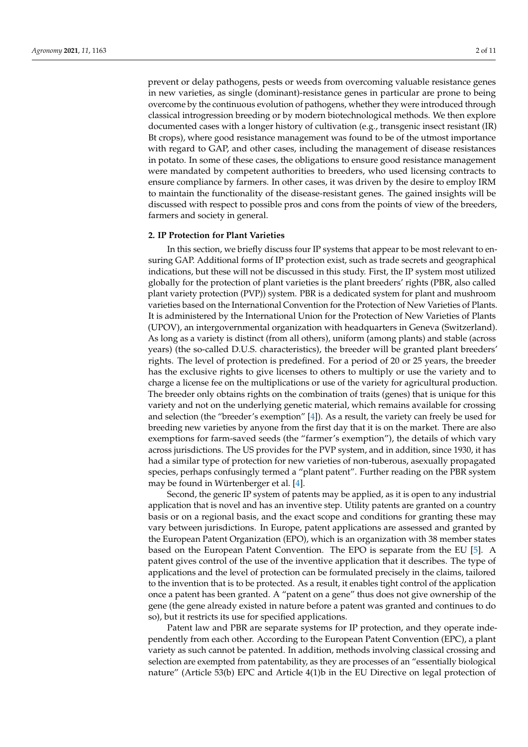prevent or delay pathogens, pests or weeds from overcoming valuable resistance genes in new varieties, as single (dominant)-resistance genes in particular are prone to being overcome by the continuous evolution of pathogens, whether they were introduced through classical introgression breeding or by modern biotechnological methods. We then explore documented cases with a longer history of cultivation (e.g., transgenic insect resistant (IR) Bt crops), where good resistance management was found to be of the utmost importance with regard to GAP, and other cases, including the management of disease resistances in potato. In some of these cases, the obligations to ensure good resistance management were mandated by competent authorities to breeders, who used licensing contracts to ensure compliance by farmers. In other cases, it was driven by the desire to employ IRM to maintain the functionality of the disease-resistant genes. The gained insights will be discussed with respect to possible pros and cons from the points of view of the breeders, farmers and society in general.

## 2. IP Protection for Plant Varieties

In this section, we briefly discuss four IP systems that appear to be most relevant to ensuring GAP. Additional forms of IP protection exist, such as trade secrets and geographical indications, but these will not be discussed in this study. First, the IP system most utilized globally for the protection of plant varieties is the plant breeders' rights (PBR, also called plant variety protection (PVP)) system. PBR is a dedicated system for plant and mushroom varieties based on the International Convention for the Protection of New Varieties of Plants. It is administered by the International Union for the Protection of New Varieties of Plants (UPOV), an intergovernmental organization with headquarters in Geneva (Switzerland). As long as a variety is distinct (from all others), uniform (among plants) and stable (across years) (the so-called D.U.S. characteristics), the breeder will be granted plant breeders' rights. The level of protection is predefined. For a period of 20 or 25 years, the breeder has the exclusive rights to give licenses to others to multiply or use the variety and to charge a license fee on the multiplications or use of the variety for agricultural production. The breeder only obtains rights on the combination of traits (genes) that is unique for this variety and not on the underlying genetic material, which remains available for crossing and selection (the "breeder's exemption" [4]). As a result, the variety can freely be used for breeding new varieties by anyone from the first day that it is on the market. There are also exemptions for farm-saved seeds (the "farmer's exemption"), the details of which vary across jurisdictions. The US provides for the PVP system, and in addition, since 1930, it has had a similar type of protection for new varieties of non-tuberous, asexually propagated species, perhaps confusingly termed a "plant patent". Further reading on the PBR system may be found in Würtenberger et al. [4].

Second, the generic IP system of patents may be applied, as it is open to any industrial application that is novel and has an inventive step. Utility patents are granted on a country basis or on a regional basis, and the exact scope and conditions for granting these may vary between jurisdictions. In Europe, patent applications are assessed and granted by the European Patent Organization (EPO), which is an organization with 38 member states based on the European Patent Convention. The EPO is separate from the EU [5]. A patent gives control of the use of the inventive application that it describes. The type of applications and the level of protection can be formulated precisely in the claims, tailored to the invention that is to be protected. As a result, it enables tight control of the application once a patent has been granted. A "patent on a gene" thus does not give ownership of the gene (the gene already existed in nature before a patent was granted and continues to do so), but it restricts its use for specified applications.

Patent law and PBR are separate systems for IP protection, and they operate independently from each other. According to the European Patent Convention (EPC), a plant variety as such cannot be patented. In addition, methods involving classical crossing and selection are exempted from patentability, as they are processes of an "essentially biological nature" (Article 53(b) EPC and Article 4(1)b in the EU Directive on legal protection of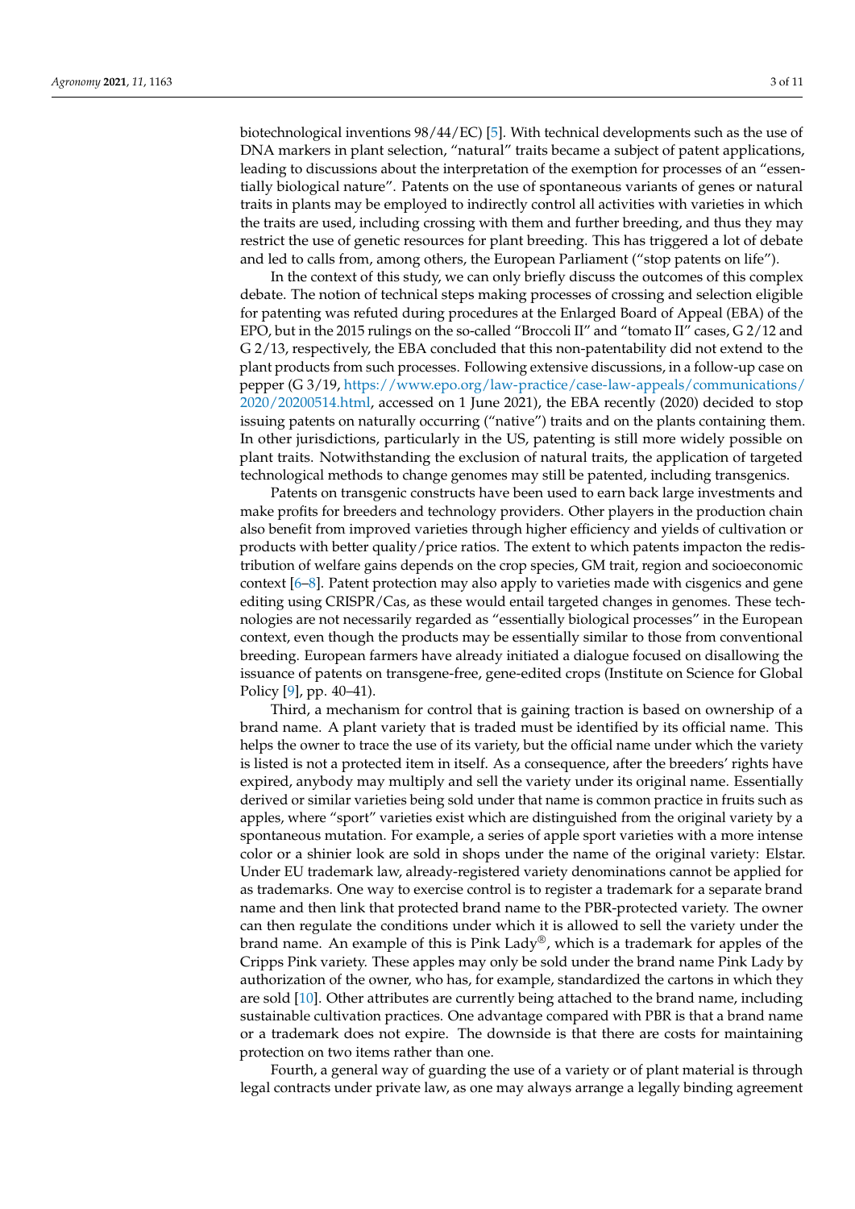biotechnological inventions 98/44/EC) [5]. With technical developments such as the use of DNA markers in plant selection, "natural" traits became a subject of patent applications, leading to discussions about the interpretation of the exemption for processes of an "essentially biological nature". Patents on the use of spontaneous variants of genes or natural traits in plants may be employed to indirectly control all activities with varieties in which the traits are used, including crossing with them and further breeding, and thus they may restrict the use of genetic resources for plant breeding. This has triggered a lot of debate and led to calls from, among others, the European Parliament ("stop patents on life").

In the context of this study, we can only briefly discuss the outcomes of this complex debate. The notion of technical steps making processes of crossing and selection eligible for patenting was refuted during procedures at the Enlarged Board of Appeal (EBA) of the EPO, but in the 2015 rulings on the so-called "Broccoli II" and "tomato II" cases, G 2/12 and G 2/13, respectively, the EBA concluded that this non-patentability did not extend to the plant products from such processes. Following extensive discussions, in a follow-up case on pepper (G 3/19, https://www.epo.org/law-practice/case-law-appeals/communications/2020/20200514.html, accessed on 1 June 2021), the EBA recently (2020) decided to stop issuing patents on naturally occurring ("native") traits and on the plants containing them. In other jurisdictions, particularly in the US, patenting is still more widely possible on plant traits. Notwithstanding the exclusion of natural traits, the application of targeted technological methods to change genomes may still be patented, including transgenics.

Patents on transgenic constructs have been used to earn back large investments and make profits for breeders and technology providers. Other players in the production chain also benefit from improved varieties through higher efficiency and yields of cultivation or products with better quality/price ratios. The extent to which patents impacton the redistribution of welfare gains depends on the crop species, GM trait, region and socioeconomic context [6–8]. Patent protection may also apply to varieties made with cisgenics and gene editing using CRISPR/Cas, as these would entail targeted changes in genomes. These technologies are not necessarily regarded as "essentially biological processes" in the European context, even though the products may be essentially similar to those from conventional breeding. European farmers have already initiated a dialogue focused on disallowing the issuance of patents on transgene-free, gene-edited crops (Institute on Science for Global Policy [9], pp. 40–41).

Third, a mechanism for control that is gaining traction is based on ownership of a brand name. A plant variety that is traded must be identified by its official name. This helps the owner to trace the use of its variety, but the official name under which the variety is listed is not a protected item in itself. As a consequence, after the breeders' rights have expired, anybody may multiply and sell the variety under its original name. Essentially derived or similar varieties being sold under that name is common practice in fruits such as apples, where "sport" varieties exist which are distinguished from the original variety by a spontaneous mutation. For example, a series of apple sport varieties with a more intense color or a shinier look are sold in shops under the name of the original variety: Elstar. Under EU trademark law, already-registered variety denominations cannot be applied for as trademarks. One way to exercise control is to register a trademark for a separate brand name and then link that protected brand name to the PBR-protected variety. The owner can then regulate the conditions under which it is allowed to sell the variety under the brand name. An example of this is Pink Lady®, which is a trademark for apples of the Cripps Pink variety. These apples may only be sold under the brand name Pink Lady by authorization of the owner, who has, for example, standardized the cartons in which they are sold [10]. Other attributes are currently being attached to the brand name, including sustainable cultivation practices. One advantage compared with PBR is that a brand name or a trademark does not expire. The downside is that there are costs for maintaining protection on two items rather than one.

Fourth, a general way of guarding the use of a variety or of plant material is through legal contracts under private law, as one may always arrange a legally binding agreement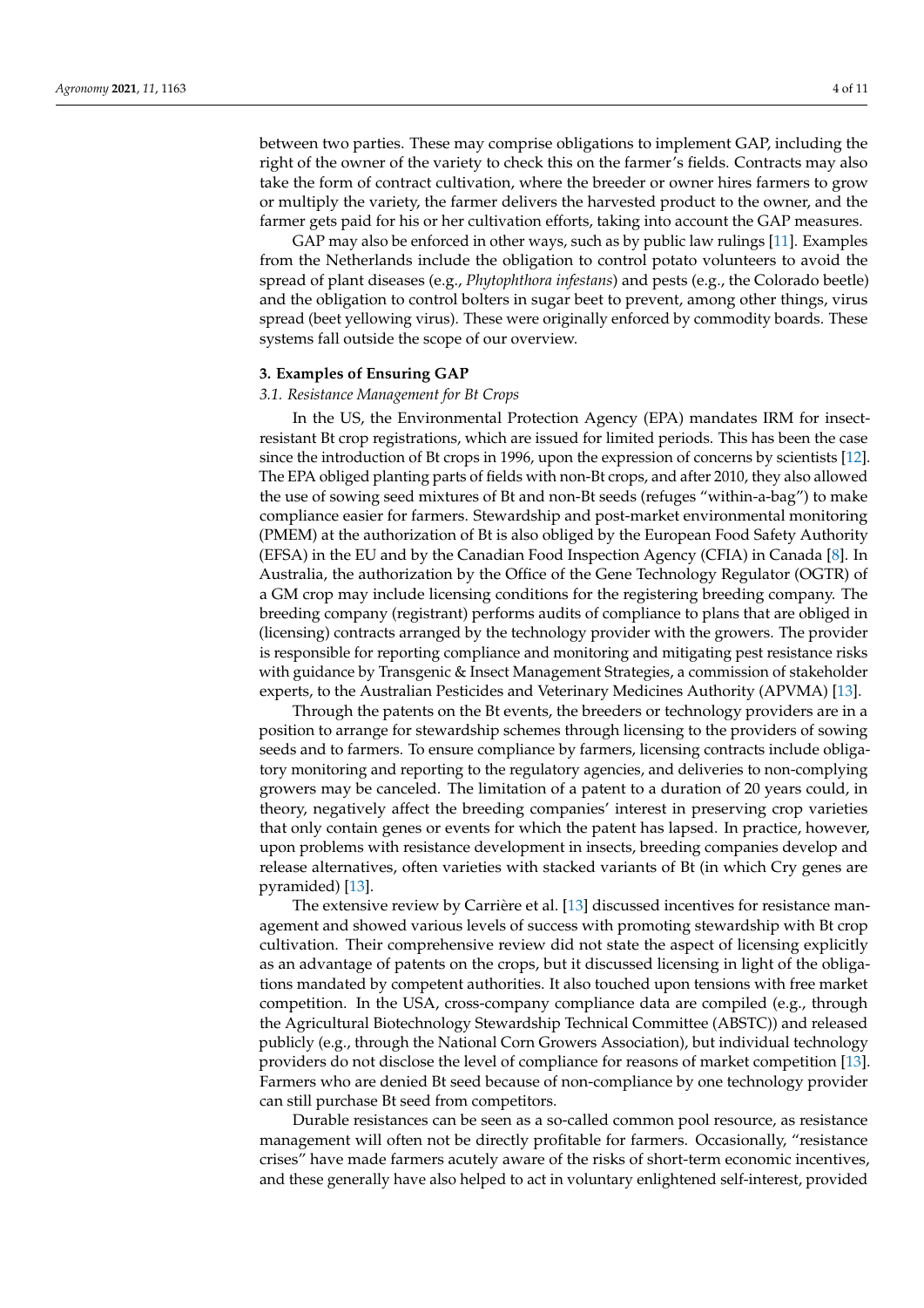between two parties. These may comprise obligations to implement GAP, including the right of the owner of the variety to check this on the farmer's fields. Contracts may also take the form of contract cultivation, where the breeder or owner hires farmers to grow or multiply the variety, the farmer delivers the harvested product to the owner, and the farmer gets paid for his or her cultivation efforts, taking into account the GAP measures.

GAP may also be enforced in other ways, such as by public law rulings [11]. Examples from the Netherlands include the obligation to control potato volunteers to avoid the spread of plant diseases (e.g., *Phytophthora infestans*) and pests (e.g., the Colorado beetle) and the obligation to control bolters in sugar beet to prevent, among other things, virus spread (beet yellowing virus). These were originally enforced by commodity boards. These systems fall outside the scope of our overview.

## 3. Examples of Ensuring GAP

### *3.1. Resistance Management for Bt Crops*

In the US, the Environmental Protection Agency (EPA) mandates IRM for insect-resistant Bt crop registrations, which are issued for limited periods. This has been the case since the introduction of Bt crops in 1996, upon the expression of concerns by scientists [12]. The EPA obliged planting parts of fields with non-Bt crops, and after 2010, they also allowed the use of sowing seed mixtures of Bt and non-Bt seeds (refuges "within-a-bag") to make compliance easier for farmers. Stewardship and post-market environmental monitoring (PMEM) at the authorization of Bt is also obliged by the European Food Safety Authority (EFSA) in the EU and by the Canadian Food Inspection Agency (CFIA) in Canada [8]. In Australia, the authorization by the Office of the Gene Technology Regulator (OGTR) of a GM crop may include licensing conditions for the registering breeding company. The breeding company (registrant) performs audits of compliance to plans that are obliged in (licensing) contracts arranged by the technology provider with the growers. The provider is responsible for reporting compliance and monitoring and mitigating pest resistance risks with guidance by Transgenic & Insect Management Strategies, a commission of stakeholder experts, to the Australian Pesticides and Veterinary Medicines Authority (APVMA) [13].

Through the patents on the Bt events, the breeders or technology providers are in a position to arrange for stewardship schemes through licensing to the providers of sowing seeds and to farmers. To ensure compliance by farmers, licensing contracts include obligatory monitoring and reporting to the regulatory agencies, and deliveries to non-complying growers may be canceled. The limitation of a patent to a duration of 20 years could, in theory, negatively affect the breeding companies' interest in preserving crop varieties that only contain genes or events for which the patent has lapsed. In practice, however, upon problems with resistance development in insects, breeding companies develop and release alternatives, often varieties with stacked variants of Bt (in which Cry genes are pyramided) [13].

The extensive review by Carrière et al. [13] discussed incentives for resistance management and showed various levels of success with promoting stewardship with Bt crop cultivation. Their comprehensive review did not state the aspect of licensing explicitly as an advantage of patents on the crops, but it discussed licensing in light of the obligations mandated by competent authorities. It also touched upon tensions with free market competition. In the USA, cross-company compliance data are compiled (e.g., through the Agricultural Biotechnology Stewardship Technical Committee (ABSTC)) and released publicly (e.g., through the National Corn Growers Association), but individual technology providers do not disclose the level of compliance for reasons of market competition [13]. Farmers who are denied Bt seed because of non-compliance by one technology provider can still purchase Bt seed from competitors.

Durable resistances can be seen as a so-called common pool resource, as resistance management will often not be directly profitable for farmers. Occasionally, "resistance crises" have made farmers acutely aware of the risks of short-term economic incentives, and these generally have also helped to act in voluntary enlightened self-interest, provided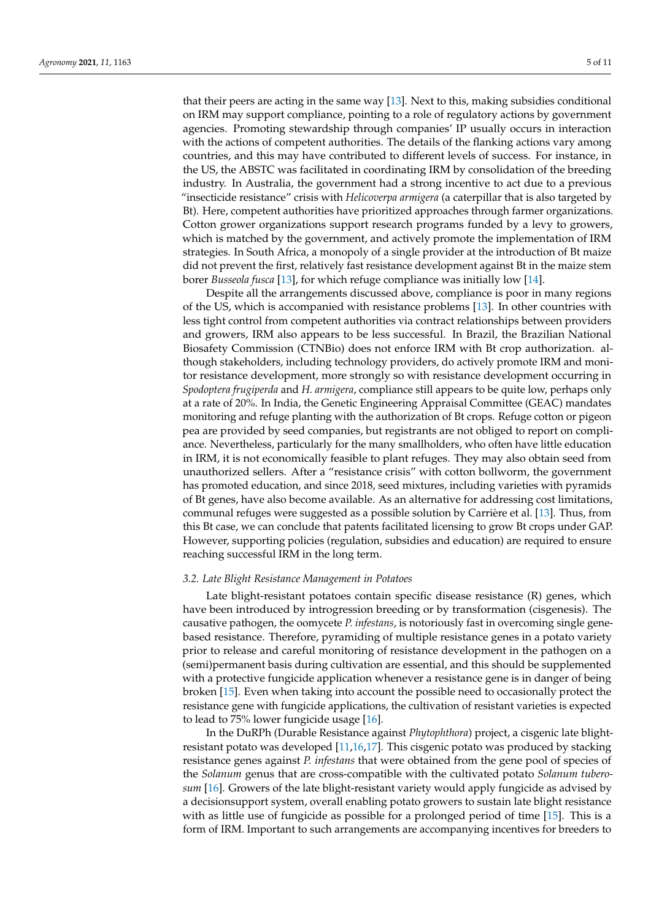that their peers are acting in the same way [13]. Next to this, making subsidies conditional on IRM may support compliance, pointing to a role of regulatory actions by government agencies. Promoting stewardship through companies' IP usually occurs in interaction with the actions of competent authorities. The details of the flanking actions vary among countries, and this may have contributed to different levels of success. For instance, in the US, the ABSTC was facilitated in coordinating IRM by consolidation of the breeding industry. In Australia, the government had a strong incentive to act due to a previous "insecticide resistance" crisis with *Helicoverpa armigera* (a caterpillar that is also targeted by Bt). Here, competent authorities have prioritized approaches through farmer organizations. Cotton grower organizations support research programs funded by a levy to growers, which is matched by the government, and actively promote the implementation of IRM strategies. In South Africa, a monopoly of a single provider at the introduction of Bt maize did not prevent the first, relatively fast resistance development against Bt in the maize stem borer *Busseola fusca* [13], for which refuge compliance was initially low [14].

Despite all the arrangements discussed above, compliance is poor in many regions of the US, which is accompanied with resistance problems [13]. In other countries with less tight control from competent authorities via contract relationships between providers and growers, IRM also appears to be less successful. In Brazil, the Brazilian National Biosafety Commission (CTNBio) does not enforce IRM with Bt crop authorization. although stakeholders, including technology providers, do actively promote IRM and monitor resistance development, more strongly so with resistance development occurring in *Spodoptera frugiperda* and *H. armigera*, compliance still appears to be quite low, perhaps only at a rate of 20%. In India, the Genetic Engineering Appraisal Committee (GEAC) mandates monitoring and refuge planting with the authorization of Bt crops. Refuge cotton or pigeon pea are provided by seed companies, but registrants are not obliged to report on compliance. Nevertheless, particularly for the many smallholders, who often have little education in IRM, it is not economically feasible to plant refuges. They may also obtain seed from unauthorized sellers. After a "resistance crisis" with cotton bollworm, the government has promoted education, and since 2018, seed mixtures, including varieties with pyramids of Bt genes, have also become available. As an alternative for addressing cost limitations, communal refuges were suggested as a possible solution by Carrière et al. [13]. Thus, from this Bt case, we can conclude that patents facilitated licensing to grow Bt crops under GAP. However, supporting policies (regulation, subsidies and education) are required to ensure reaching successful IRM in the long term.

### 3.2. Late Blight Resistance Management in Potatoes

Late blight-resistant potatoes contain specific disease resistance (R) genes, which have been introduced by introgression breeding or by transformation (cisgenesis). The causative pathogen, the oomycete *P. infestans*, is notoriously fast in overcoming single gene-based resistance. Therefore, pyramiding of multiple resistance genes in a potato variety prior to release and careful monitoring of resistance development in the pathogen on a (semi)permanent basis during cultivation are essential, and this should be supplemented with a protective fungicide application whenever a resistance gene is in danger of being broken [15]. Even when taking into account the possible need to occasionally protect the resistance gene with fungicide applications, the cultivation of resistant varieties is expected to lead to 75% lower fungicide usage [16].

In the DuRPh (Durable Resistance against *Phytophthora*) project, a cisgenic late blight-resistant potato was developed [11,16,17]. This cisgenic potato was produced by stacking resistance genes against *P. infestans* that were obtained from the gene pool of species of the *Solanum* genus that are cross-compatible with the cultivated potato *Solanum tuberosum* [16]. Growers of the late blight-resistant variety would apply fungicide as advised by a decisionsupport system, overall enabling potato growers to sustain late blight resistance with as little use of fungicide as possible for a prolonged period of time [15]. This is a form of IRM. Important to such arrangements are accompanying incentives for breeders to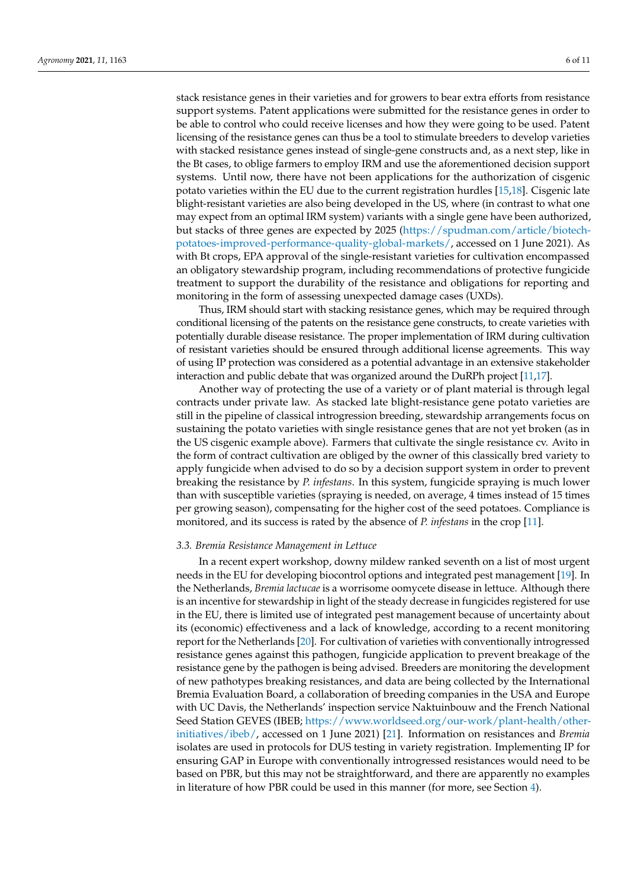stack resistance genes in their varieties and for growers to bear extra efforts from resistance support systems. Patent applications were submitted for the resistance genes in order to be able to control who could receive licenses and how they were going to be used. Patent licensing of the resistance genes can thus be a tool to stimulate breeders to develop varieties with stacked resistance genes instead of single-gene constructs and, as a next step, like in the Bt cases, to oblige farmers to employ IRM and use the aforementioned decision support systems. Until now, there have not been applications for the authorization of cisgenic potato varieties within the EU due to the current registration hurdles [15,18]. Cisgenic late blight-resistant varieties are also being developed in the US, where (in contrast to what one may expect from an optimal IRM system) variants with a single gene have been authorized, but stacks of three genes are expected by 2025 (https://spudman.com/article/biotech-potatoes-improved-performance-quality-global-markets/, accessed on 1 June 2021). As with Bt crops, EPA approval of the single-resistant varieties for cultivation encompassed an obligatory stewardship program, including recommendations of protective fungicide treatment to support the durability of the resistance and obligations for reporting and monitoring in the form of assessing unexpected damage cases (UXDs).

Thus, IRM should start with stacking resistance genes, which may be required through conditional licensing of the patents on the resistance gene constructs, to create varieties with potentially durable disease resistance. The proper implementation of IRM during cultivation of resistant varieties should be ensured through additional license agreements. This way of using IP protection was considered as a potential advantage in an extensive stakeholder interaction and public debate that was organized around the DuRPh project [11,17].

Another way of protecting the use of a variety or of plant material is through legal contracts under private law. As stacked late blight-resistance gene potato varieties are still in the pipeline of classical introgression breeding, stewardship arrangements focus on sustaining the potato varieties with single resistance genes that are not yet broken (as in the US cisgenic example above). Farmers that cultivate the single resistance cv. Avito in the form of contract cultivation are obliged by the owner of this classically bred variety to apply fungicide when advised to do so by a decision support system in order to prevent breaking the resistance by *P. infestans*. In this system, fungicide spraying is much lower than with susceptible varieties (spraying is needed, on average, 4 times instead of 15 times per growing season), compensating for the higher cost of the seed potatoes. Compliance is monitored, and its success is rated by the absence of *P. infestans* in the crop [11].

### 3.3. Bremia Resistance Management in Lettuce

In a recent expert workshop, downy mildew ranked seventh on a list of most urgent needs in the EU for developing biocontrol options and integrated pest management [19]. In the Netherlands, *Bremia lactucae* is a worrisome oomycete disease in lettuce. Although there is an incentive for stewardship in light of the steady decrease in fungicides registered for use in the EU, there is limited use of integrated pest management because of uncertainty about its (economic) effectiveness and a lack of knowledge, according to a recent monitoring report for the Netherlands [20]. For cultivation of varieties with conventionally introgressed resistance genes against this pathogen, fungicide application to prevent breakage of the resistance gene by the pathogen is being advised. Breeders are monitoring the development of new pathotypes breaking resistances, and data are being collected by the International Bremia Evaluation Board, a collaboration of breeding companies in the USA and Europe with UC Davis, the Netherlands' inspection service Naktuinbouw and the French National Seed Station GEVES (IBEB; https://www.worldseed.org/our-work/plant-health/other-initiatives/ibeb/, accessed on 1 June 2021) [21]. Information on resistances and *Bremia* isolates are used in protocols for DUS testing in variety registration. Implementing IP for ensuring GAP in Europe with conventionally introgressed resistances would need to be based on PBR, but this may not be straightforward, and there are apparently no examples in literature of how PBR could be used in this manner (for more, see Section 4).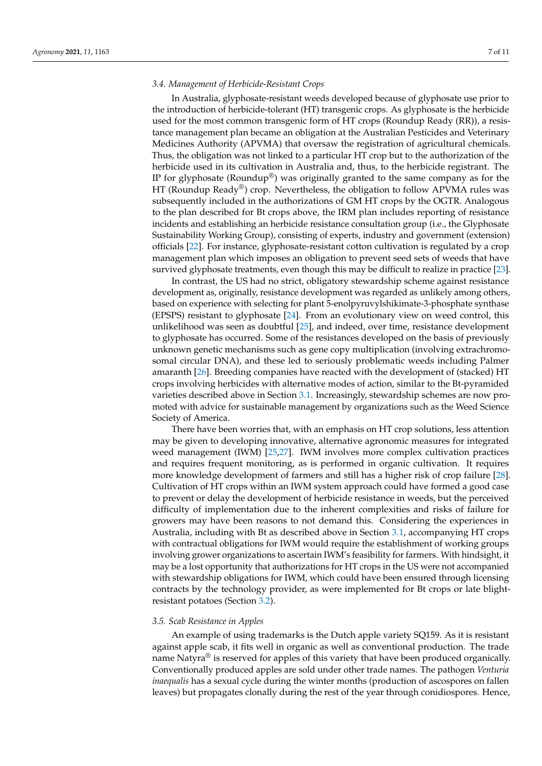### 3.4. Management of Herbicide-Resistant Crops

In Australia, glyphosate-resistant weeds developed because of glyphosate use prior to the introduction of herbicide-tolerant (HT) transgenic crops. As glyphosate is the herbicide used for the most common transgenic form of HT crops (Roundup Ready (RR)), a resistance management plan became an obligation at the Australian Pesticides and Veterinary Medicines Authority (APVMA) that oversaw the registration of agricultural chemicals. Thus, the obligation was not linked to a particular HT crop but to the authorization of the herbicide used in its cultivation in Australia and, thus, to the herbicide registrant. The IP for glyphosate (Roundup®) was originally granted to the same company as for the HT (Roundup Ready®) crop. Nevertheless, the obligation to follow APVMA rules was subsequently included in the authorizations of GM HT crops by the OGTR. Analogous to the plan described for Bt crops above, the IRM plan includes reporting of resistance incidents and establishing an herbicide resistance consultation group (i.e., the Glyphosate Sustainability Working Group), consisting of experts, industry and government (extension) officials [22]. For instance, glyphosate-resistant cotton cultivation is regulated by a crop management plan which imposes an obligation to prevent seed sets of weeds that have survived glyphosate treatments, even though this may be difficult to realize in practice [23].

In contrast, the US had no strict, obligatory stewardship scheme against resistance development as, originally, resistance development was regarded as unlikely among others, based on experience with selecting for plant 5-enolpyruvylshikimate-3-phosphate synthase (EPSPS) resistant to glyphosate [24]. From an evolutionary view on weed control, this unlikelihood was seen as doubtful [25], and indeed, over time, resistance development to glyphosate has occurred. Some of the resistances developed on the basis of previously unknown genetic mechanisms such as gene copy multiplication (involving extrachromosomal circular DNA), and these led to seriously problematic weeds including Palmer amaranth [26]. Breeding companies have reacted with the development of (stacked) HT crops involving herbicides with alternative modes of action, similar to the Bt-pyramided varieties described above in Section 3.1. Increasingly, stewardship schemes are now promoted with advice for sustainable management by organizations such as the Weed Science Society of America.

There have been worries that, with an emphasis on HT crop solutions, less attention may be given to developing innovative, alternative agronomic measures for integrated weed management (IWM) [25,27]. IWM involves more complex cultivation practices and requires frequent monitoring, as is performed in organic cultivation. It requires more knowledge development of farmers and still has a higher risk of crop failure [28]. Cultivation of HT crops within an IWM system approach could have formed a good case to prevent or delay the development of herbicide resistance in weeds, but the perceived difficulty of implementation due to the inherent complexities and risks of failure for growers may have been reasons to not demand this. Considering the experiences in Australia, including with Bt as described above in Section 3.1, accompanying HT crops with contractual obligations for IWM would require the establishment of working groups involving grower organizations to ascertain IWM's feasibility for farmers. With hindsight, it may be a lost opportunity that authorizations for HT crops in the US were not accompanied with stewardship obligations for IWM, which could have been ensured through licensing contracts by the technology provider, as were implemented for Bt crops or late blight-resistant potatoes (Section 3.2).

### 3.5. Scab Resistance in Apples

An example of using trademarks is the Dutch apple variety SQ159. As it is resistant against apple scab, it fits well in organic as well as conventional production. The trade name Natyra® is reserved for apples of this variety that have been produced organically. Conventionally produced apples are sold under other trade names. The pathogen *Venturia inaequalis* has a sexual cycle during the winter months (production of ascospores on fallen leaves) but propagates clonally during the rest of the year through conidiospores. Hence,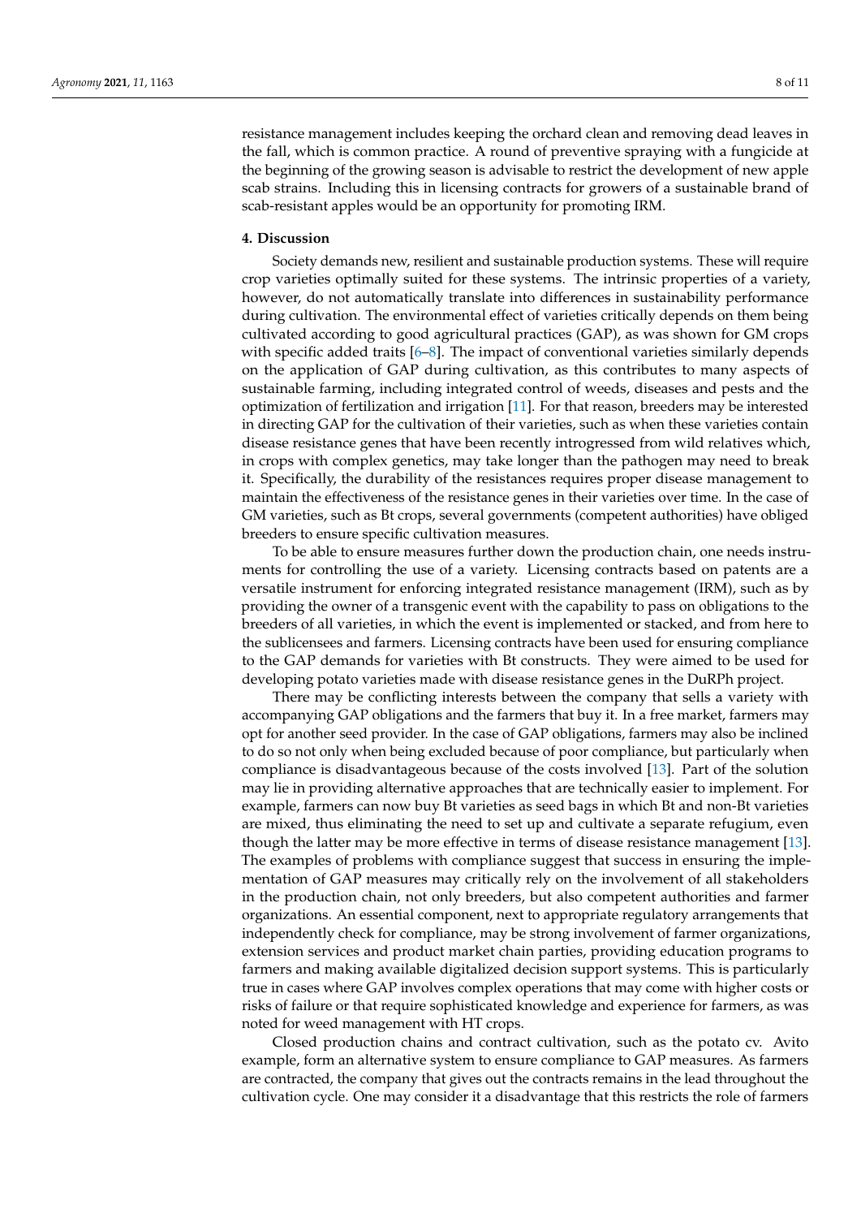resistance management includes keeping the orchard clean and removing dead leaves in the fall, which is common practice. A round of preventive spraying with a fungicide at the beginning of the growing season is advisable to restrict the development of new apple scab strains. Including this in licensing contracts for growers of a sustainable brand of scab-resistant apples would be an opportunity for promoting IRM.

## 4. Discussion

Society demands new, resilient and sustainable production systems. These will require crop varieties optimally suited for these systems. The intrinsic properties of a variety, however, do not automatically translate into differences in sustainability performance during cultivation. The environmental effect of varieties critically depends on them being cultivated according to good agricultural practices (GAP), as was shown for GM crops with specific added traits [6–8]. The impact of conventional varieties similarly depends on the application of GAP during cultivation, as this contributes to many aspects of sustainable farming, including integrated control of weeds, diseases and pests and the optimization of fertilization and irrigation [11]. For that reason, breeders may be interested in directing GAP for the cultivation of their varieties, such as when these varieties contain disease resistance genes that have been recently introgressed from wild relatives which, in crops with complex genetics, may take longer than the pathogen may need to break it. Specifically, the durability of the resistances requires proper disease management to maintain the effectiveness of the resistance genes in their varieties over time. In the case of GM varieties, such as Bt crops, several governments (competent authorities) have obliged breeders to ensure specific cultivation measures.

To be able to ensure measures further down the production chain, one needs instruments for controlling the use of a variety. Licensing contracts based on patents are a versatile instrument for enforcing integrated resistance management (IRM), such as by providing the owner of a transgenic event with the capability to pass on obligations to the breeders of all varieties, in which the event is implemented or stacked, and from here to the sublicensees and farmers. Licensing contracts have been used for ensuring compliance to the GAP demands for varieties with Bt constructs. They were aimed to be used for developing potato varieties made with disease resistance genes in the DuRPh project.

There may be conflicting interests between the company that sells a variety with accompanying GAP obligations and the farmers that buy it. In a free market, farmers may opt for another seed provider. In the case of GAP obligations, farmers may also be inclined to do so not only when being excluded because of poor compliance, but particularly when compliance is disadvantageous because of the costs involved [13]. Part of the solution may lie in providing alternative approaches that are technically easier to implement. For example, farmers can now buy Bt varieties as seed bags in which Bt and non-Bt varieties are mixed, thus eliminating the need to set up and cultivate a separate refugium, even though the latter may be more effective in terms of disease resistance management [13]. The examples of problems with compliance suggest that success in ensuring the implementation of GAP measures may critically rely on the involvement of all stakeholders in the production chain, not only breeders, but also competent authorities and farmer organizations. An essential component, next to appropriate regulatory arrangements that independently check for compliance, may be strong involvement of farmer organizations, extension services and product market chain parties, providing education programs to farmers and making available digitalized decision support systems. This is particularly true in cases where GAP involves complex operations that may come with higher costs or risks of failure or that require sophisticated knowledge and experience for farmers, as was noted for weed management with HT crops.

Closed production chains and contract cultivation, such as the potato cv. Avito example, form an alternative system to ensure compliance to GAP measures. As farmers are contracted, the company that gives out the contracts remains in the lead throughout the cultivation cycle. One may consider it a disadvantage that this restricts the role of farmers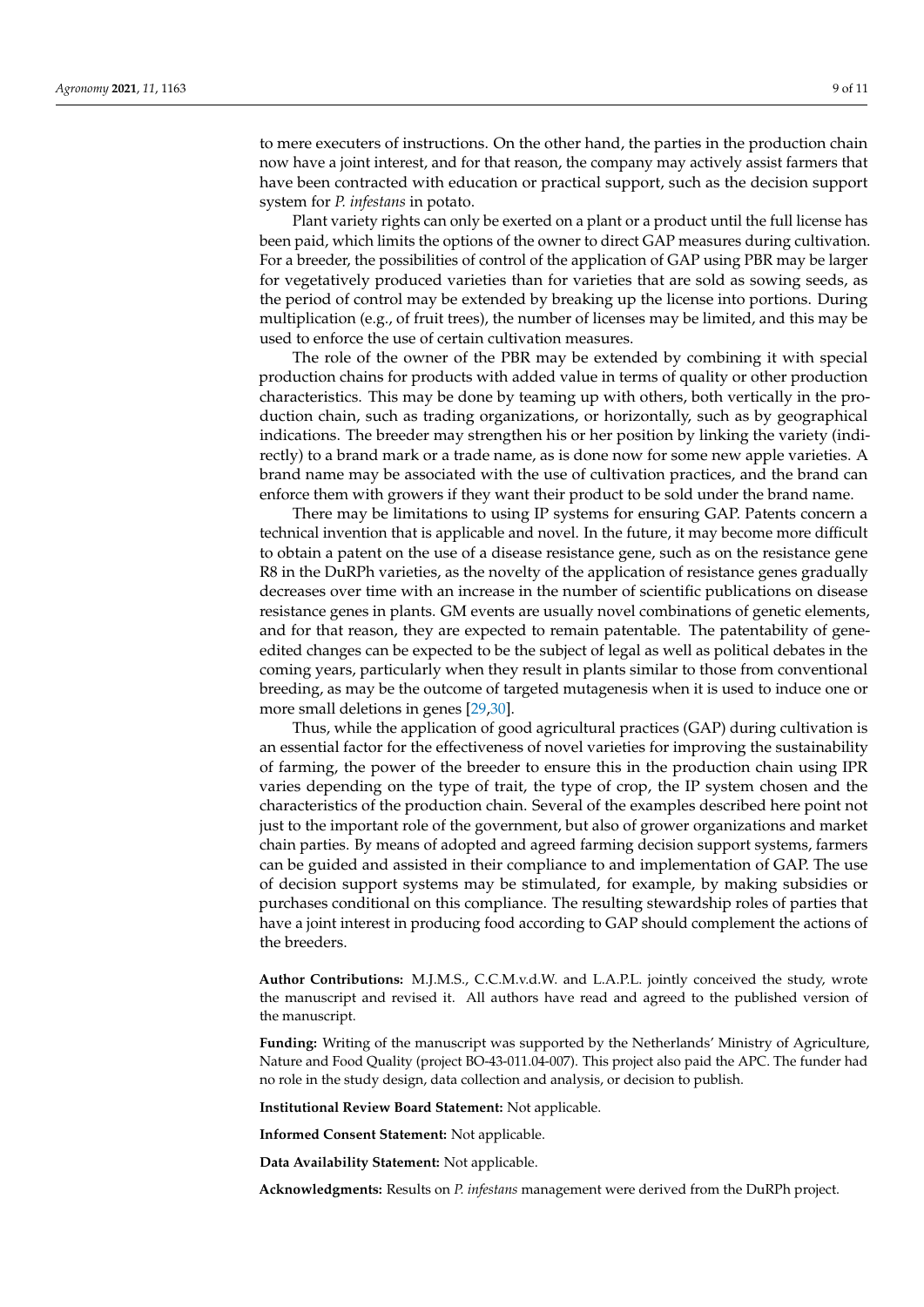to mere executers of instructions. On the other hand, the parties in the production chain now have a joint interest, and for that reason, the company may actively assist farmers that have been contracted with education or practical support, such as the decision support system for *P. infestans* in potato.

Plant variety rights can only be exerted on a plant or a product until the full license has been paid, which limits the options of the owner to direct GAP measures during cultivation. For a breeder, the possibilities of control of the application of GAP using PBR may be larger for vegetatively produced varieties than for varieties that are sold as sowing seeds, as the period of control may be extended by breaking up the license into portions. During multiplication (e.g., of fruit trees), the number of licenses may be limited, and this may be used to enforce the use of certain cultivation measures.

The role of the owner of the PBR may be extended by combining it with special production chains for products with added value in terms of quality or other production characteristics. This may be done by teaming up with others, both vertically in the production chain, such as trading organizations, or horizontally, such as by geographical indications. The breeder may strengthen his or her position by linking the variety (indirectly) to a brand mark or a trade name, as is done now for some new apple varieties. A brand name may be associated with the use of cultivation practices, and the brand can enforce them with growers if they want their product to be sold under the brand name.

There may be limitations to using IP systems for ensuring GAP. Patents concern a technical invention that is applicable and novel. In the future, it may become more difficult to obtain a patent on the use of a disease resistance gene, such as on the resistance gene R8 in the DuRPh varieties, as the novelty of the application of resistance genes gradually decreases over time with an increase in the number of scientific publications on disease resistance genes in plants. GM events are usually novel combinations of genetic elements, and for that reason, they are expected to remain patentable. The patentability of gene-edited changes can be expected to be the subject of legal as well as political debates in the coming years, particularly when they result in plants similar to those from conventional breeding, as may be the outcome of targeted mutagenesis when it is used to induce one or more small deletions in genes [29,30].

Thus, while the application of good agricultural practices (GAP) during cultivation is an essential factor for the effectiveness of novel varieties for improving the sustainability of farming, the power of the breeder to ensure this in the production chain using IPR varies depending on the type of trait, the type of crop, the IP system chosen and the characteristics of the production chain. Several of the examples described here point not just to the important role of the government, but also of grower organizations and market chain parties. By means of adopted and agreed farming decision support systems, farmers can be guided and assisted in their compliance to and implementation of GAP. The use of decision support systems may be stimulated, for example, by making subsidies or purchases conditional on this compliance. The resulting stewardship roles of parties that have a joint interest in producing food according to GAP should complement the actions of the breeders.

**Author Contributions:** M.J.M.S., C.C.M.v.d.W. and L.A.P.L. jointly conceived the study, wrote the manuscript and revised it. All authors have read and agreed to the published version of the manuscript.

**Funding:** Writing of the manuscript was supported by the Netherlands' Ministry of Agriculture, Nature and Food Quality (project BO-43-011.04-007). This project also paid the APC. The funder had no role in the study design, data collection and analysis, or decision to publish.

**Institutional Review Board Statement:** Not applicable.

**Informed Consent Statement:** Not applicable.

**Data Availability Statement:** Not applicable.

**Acknowledgments:** Results on *P. infestans* management were derived from the DuRPh project.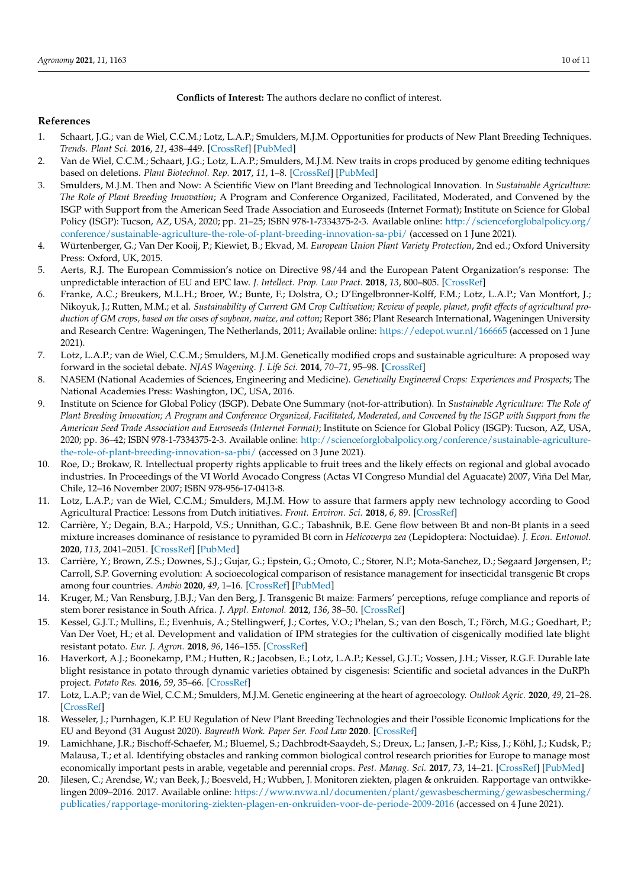**Conflicts of Interest:** The authors declare no conflict of interest.

## References

1. Schaart, J.G.; van de Wiel, C.C.M.; Lotz, L.A.P.; Smulders, M.J.M. Opportunities for products of New Plant Breeding Techniques. *Trends. Plant Sci.* **2016**, *21*, 438–449. [CrossRef] [PubMed]
2. Van de Wiel, C.C.M.; Schaart, J.G.; Lotz, L.A.P.; Smulders, M.J.M. New traits in crops produced by genome editing techniques based on deletions. *Plant Biotechnol. Rep.* **2017**, *11*, 1–8. [CrossRef] [PubMed]
3. Smulders, M.J.M. Then and Now: A Scientific View on Plant Breeding and Technological Innovation. In *Sustainable Agriculture: The Role of Plant Breeding Innovation*; A Program and Conference Organized, Facilitated, Moderated, and Convened by the ISGP with Support from the American Seed Trade Association and Euroseeds (Internet Format); Institute on Science for Global Policy (ISGP): Tucson, AZ, USA, 2020; pp. 21–25; ISBN 978-1-7334375-2-3. Available online: http://scienceforglobalpolicy.org/conference/sustainable-agriculture-the-role-of-plant-breeding-innovation-sa-pbi/ (accessed on 1 June 2021).
4. Würtenberger, G.; Van Der Kooij, P.; Kiewiet, B.; Ekvad, M. *European Union Plant Variety Protection*, 2nd ed.; Oxford University Press: Oxford, UK, 2015.
5. Aerts, R.J. The European Commission's notice on Directive 98/44 and the European Patent Organization's response: The unpredictable interaction of EU and EPC law. *J. Intellect. Prop. Law Pract.* **2018**, *13*, 800–805. [CrossRef]
6. Franke, A.C.; Breukers, M.L.H.; Broer, W.; Bunte, F.; Dolstra, O.; D'Engelbronner-Kolff, F.M.; Lotz, L.A.P.; Van Montfort, J.; Nikoyuk, J.; Rutten, M.M.; et al. *Sustainability of Current GM Crop Cultivation; Review of people, planet, profit effects of agricultural production of GM crops, based on the cases of soybean, maize, and cotton*; Report 386; Plant Research International, Wageningen University and Research Centre: Wageningen, The Netherlands, 2011; Available online: https://edepot.wur.nl/166665 (accessed on 1 June 2021).
7. Lotz, L.A.P.; van de Wiel, C.C.M.; Smulders, M.J.M. Genetically modified crops and sustainable agriculture: A proposed way forward in the societal debate. *NJAS Wageningen. J. Life Sci.* **2014**, *70–71*, 95–98. [CrossRef]
8. NASEM (National Academies of Sciences, Engineering and Medicine). *Genetically Engineered Crops: Experiences and Prospects*; The National Academies Press: Washington, DC, USA, 2016.
9. Institute on Science for Global Policy (ISGP). Debate One Summary (not-for-attribution). In *Sustainable Agriculture: The Role of Plant Breeding Innovation; A Program and Conference Organized, Facilitated, Moderated, and Convened by the ISGP with Support from the American Seed Trade Association and Euroseeds (Internet Format)*; Institute on Science for Global Policy (ISGP): Tucson, AZ, USA, 2020; pp. 36–42; ISBN 978-1-7334375-2-3. Available online: http://scienceforglobalpolicy.org/conference/sustainable-agriculture-the-role-of-plant-breeding-innovation-sa-pbi/ (accessed on 3 June 2021).
10. Roe, D.; Brokaw, R. Intellectual property rights applicable to fruit trees and the likely effects on regional and global avocado industries. In Proceedings of the VI World Avocado Congress (Actas VI Congreso Mundial del Aguacate) 2007, Viña Del Mar, Chile, 12–16 November 2007; ISBN 978-956-17-0413-8.
11. Lotz, L.A.P.; van de Wiel, C.C.M.; Smulders, M.J.M. How to assure that farmers apply new technology according to Good Agricultural Practice: Lessons from Dutch initiatives. *Front. Environ. Sci.* **2018**, *6*, 89. [CrossRef]
12. Carrière, Y.; Degain, B.A.; Harpold, V.S.; Unnithan, G.C.; Tabashnik, B.E. Gene flow between Bt and non-Bt plants in a seed mixture increases dominance of resistance to pyramided Bt corn in *Helicoverpa zea* (Lepidoptera: Noctuidae). *J. Econ. Entomol.* **2020**, *113*, 2041–2051. [CrossRef] [PubMed]
13. Carrière, Y.; Brown, Z.S.; Downes, S.J.; Gujar, G.; Epstein, G.; Omoto, C.; Storer, N.P.; Mota-Sanchez, D.; Søgaard Jørgensen, P.; Carroll, S.P. Governing evolution: A socioecological comparison of resistance management for insecticidal transgenic Bt crops among four countries. *Ambio* **2020**, *49*, 1–16. [CrossRef] [PubMed]
14. Kruger, M.; Van Rensburg, J.B.J.; Van den Berg, J. Transgenic Bt maize: Farmers' perceptions, refuge compliance and reports of stem borer resistance in South Africa. *J. Appl. Entomol.* **2012**, *136*, 38–50. [CrossRef]
15. Kessel, G.J.T.; Mullins, E.; Evenhuis, A.; Stellingwerf, J.; Cortes, V.O.; Phelan, S.; van den Bosch, T.; Förch, M.G.; Goedhart, P.; Van Der Voet, H.; et al. Development and validation of IPM strategies for the cultivation of cisgenically modified late blight resistant potato. *Eur. J. Agron.* **2018**, *96*, 146–155. [CrossRef]
16. Haverkort, A.J.; Boonekamp, P.M.; Hutten, R.; Jacobsen, E.; Lotz, L.A.P.; Kessel, G.J.T.; Vossen, J.H.; Visser, R.G.F. Durable late blight resistance in potato through dynamic varieties obtained by cisgenesis: Scientific and societal advances in the DuRPh project. *Potato Res.* **2016**, *59*, 35–66. [CrossRef]
17. Lotz, L.A.P.; van de Wiel, C.C.M.; Smulders, M.J.M. Genetic engineering at the heart of agroecology. *Outlook Agric.* **2020**, *49*, 21–28. [CrossRef]
18. Wesseler, J.; Purnhagen, K.P. EU Regulation of New Plant Breeding Technologies and their Possible Economic Implications for the EU and Beyond (31 August 2020). *Bayreuth Work. Paper Ser. Food Law* **2020**. [CrossRef]
19. Lamichhane, J.R.; Bischoff-Schaefer, M.; Bluemel, S.; Dachbrodt-Saaydeh, S.; Dreux, L.; Jansen, J.-P.; Kiss, J.; Köhl, J.; Kudsk, P.; Malausa, T.; et al. Identifying obstacles and ranking common biological control research priorities for Europe to manage most economically important pests in arable, vegetable and perennial crops. *Pest. Manag. Sci.* **2017**, *73*, 14–21. [CrossRef] [PubMed]
20. Jilesen, C.; Arendse, W.; van Beek, J.; Boesveld, H.; Wubben, J. Monitoren ziekten, plagen & onkruiden. Rapportage van ontwikkelingen 2009–2016. 2017. Available online: https://www.nvwa.nl/documenten/plant/gewasbescherming/gewasbescherming/publicaties/rapportage-monitoring-ziekten-plagen-en-onkruiden-voor-de-periode-2009-2016 (accessed on 4 June 2021).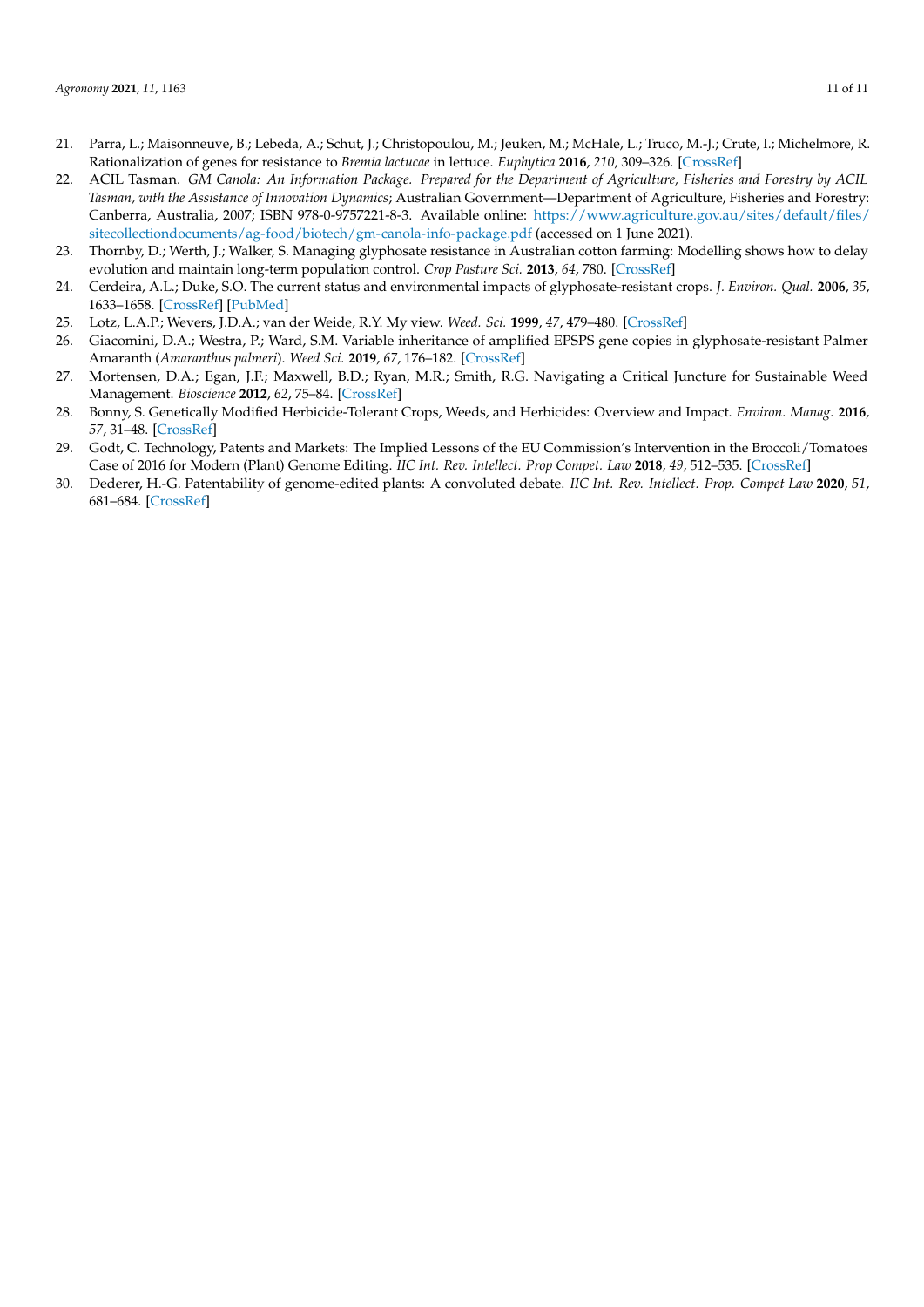21. Parra, L.; Maisonneuve, B.; Lebeda, A.; Schut, J.; Christopoulou, M.; Jeuken, M.; McHale, L.; Truco, M.-J.; Crute, I.; Michelmore, R. Rationalization of genes for resistance to *Bremia lactucae* in lettuce. *Euphytica* **2016**, *210*, 309–326. [CrossRef]
22. ACIL Tasman. *GM Canola: An Information Package. Prepared for the Department of Agriculture, Fisheries and Forestry by ACIL Tasman, with the Assistance of Innovation Dynamics*; Australian Government—Department of Agriculture, Fisheries and Forestry: Canberra, Australia, 2007; ISBN 978-0-9757221-8-3. Available online: https://www.agriculture.gov.au/sites/default/files/sitecollectiondocuments/ag-food/biotech/gm-canola-info-package.pdf (accessed on 1 June 2021).
23. Thornby, D.; Werth, J.; Walker, S. Managing glyphosate resistance in Australian cotton farming: Modelling shows how to delay evolution and maintain long-term population control. *Crop Pasture Sci.* **2013**, *64*, 780. [CrossRef]
24. Cerdeira, A.L.; Duke, S.O. The current status and environmental impacts of glyphosate-resistant crops. *J. Environ. Qual.* **2006**, *35*, 1633–1658. [CrossRef] [PubMed]
25. Lotz, L.A.P.; Wevers, J.D.A.; van der Weide, R.Y. My view. *Weed. Sci.* **1999**, *47*, 479–480. [CrossRef]
26. Giacomini, D.A.; Westra, P.; Ward, S.M. Variable inheritance of amplified EPSPS gene copies in glyphosate-resistant Palmer Amaranth (*Amaranthus palmeri*). *Weed Sci.* **2019**, *67*, 176–182. [CrossRef]
27. Mortensen, D.A.; Egan, J.F.; Maxwell, B.D.; Ryan, M.R.; Smith, R.G. Navigating a Critical Juncture for Sustainable Weed Management. *Bioscience* **2012**, *62*, 75–84. [CrossRef]
28. Bonny, S. Genetically Modified Herbicide-Tolerant Crops, Weeds, and Herbicides: Overview and Impact. *Environ. Manag.* **2016**, *57*, 31–48. [CrossRef]
29. Godt, C. Technology, Patents and Markets: The Implied Lessons of the EU Commission's Intervention in the Broccoli/Tomatoes Case of 2016 for Modern (Plant) Genome Editing. *IIC Int. Rev. Intellect. Prop Compet. Law* **2018**, *49*, 512–535. [CrossRef]
30. Dederer, H.-G. Patentability of genome-edited plants: A convoluted debate. *IIC Int. Rev. Intellect. Prop. Compet Law* **2020**, *51*, 681–684. [CrossRef]